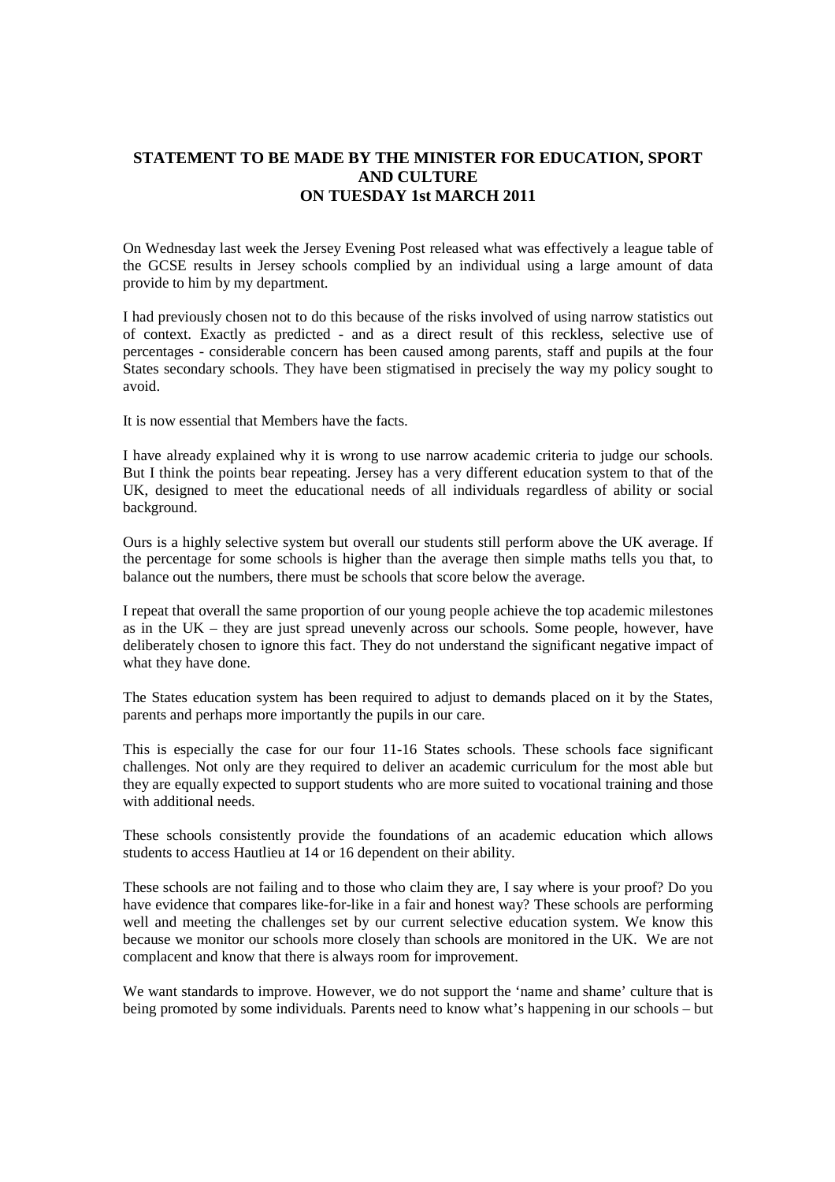# STATEMENT TO BE MADE BY THE MINISTER FOR EDUCATION, SPORT AND CULTURE ON TUESDAY 1st MARCH 2011

On Wednesday last week the Jersey Evening Post released what was effectively a league table of the GCSE results in Jersey schools complied by an individual using a large amount of data provide to him by my department.

I had previously chosen not to do this because of the risks involved of using narrow statistics out of context. Exactly as predicted - and as a direct result of this reckless, selective use of percentages - considerable concern has been caused among parents, staff and pupils at the four States secondary schools. They have been stigmatised in precisely the way my policy sought to avoid.

It is now essential that Members have the facts.

I have already explained why it is wrong to use narrow academic criteria to judge our schools. But I think the points bear repeating. Jersey has a very different education system to that of the UK, designed to meet the educational needs of all individuals regardless of ability or social background.

Ours is a highly selective system but overall our students still perform above the UK average. If the percentage for some schools is higher than the average then simple maths tells you that, to balance out the numbers, there must be schools that score below the average.

I repeat that overall the same proportion of our young people achieve the top academic milestones as in the UK – they are just spread unevenly across our schools. Some people, however, have deliberately chosen to ignore this fact. They do not understand the significant negative impact of what they have done.

The States education system has been required to adjust to demands placed on it by the States, parents and perhaps more importantly the pupils in our care.

This is especially the case for our four 11-16 States schools. These schools face significant challenges. Not only are they required to deliver an academic curriculum for the most able but they are equally expected to support students who are more suited to vocational training and those with additional needs.

These schools consistently provide the foundations of an academic education which allows students to access Hautlieu at 14 or 16 dependent on their ability.

These schools are not failing and to those who claim they are, I say where is your proof? Do you have evidence that compares like-for-like in a fair and honest way? These schools are performing well and meeting the challenges set by our current selective education system. We know this because we monitor our schools more closely than schools are monitored in the UK. We are not complacent and know that there is always room for improvement.

We want standards to improve. However, we do not support the 'name and shame' culture that is being promoted by some individuals. Parents need to know what's happening in our schools – but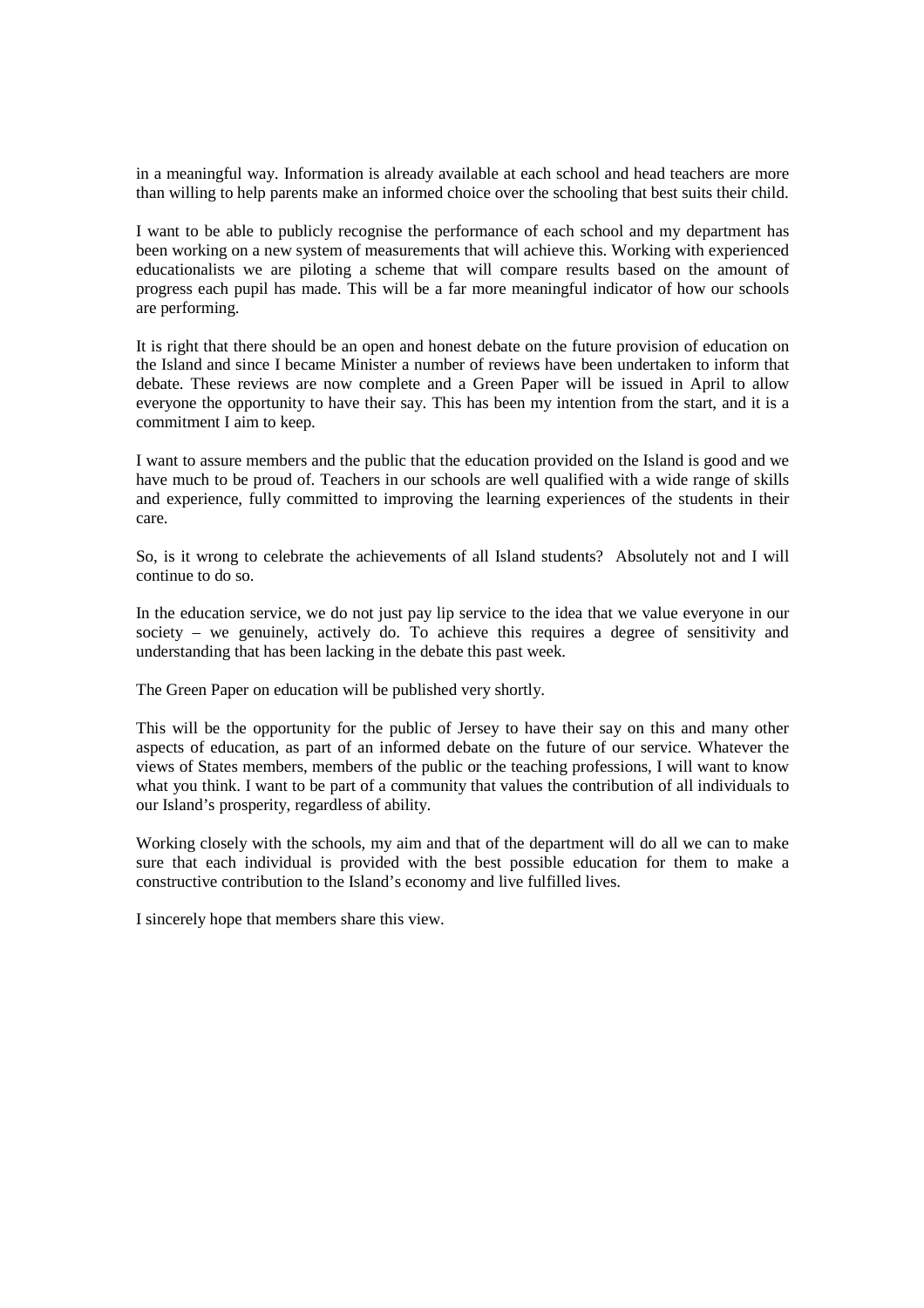in a meaningful way. Information is already available at each school and head teachers are more than willing to help parents make an informed choice over the schooling that best suits their child.

I want to be able to publicly recognise the performance of each school and my department has been working on a new system of measurements that will achieve this. Working with experienced educationalists we are piloting a scheme that will compare results based on the amount of progress each pupil has made. This will be a far more meaningful indicator of how our schools are performing.

It is right that there should be an open and honest debate on the future provision of education on the Island and since I became Minister a number of reviews have been undertaken to inform that debate. These reviews are now complete and a Green Paper will be issued in April to allow everyone the opportunity to have their say. This has been my intention from the start, and it is a commitment I aim to keep.

I want to assure members and the public that the education provided on the Island is good and we have much to be proud of. Teachers in our schools are well qualified with a wide range of skills and experience, fully committed to improving the learning experiences of the students in their care.

So, is it wrong to celebrate the achievements of all Island students? Absolutely not and I will continue to do so.

In the education service, we do not just pay lip service to the idea that we value everyone in our society – we genuinely, actively do. To achieve this requires a degree of sensitivity and understanding that has been lacking in the debate this past week.

The Green Paper on education will be published very shortly.

This will be the opportunity for the public of Jersey to have their say on this and many other aspects of education, as part of an informed debate on the future of our service. Whatever the views of States members, members of the public or the teaching professions, I will want to know what you think. I want to be part of a community that values the contribution of all individuals to our Island's prosperity, regardless of ability.

Working closely with the schools, my aim and that of the department will do all we can to make sure that each individual is provided with the best possible education for them to make a constructive contribution to the Island's economy and live fulfilled lives.

I sincerely hope that members share this view.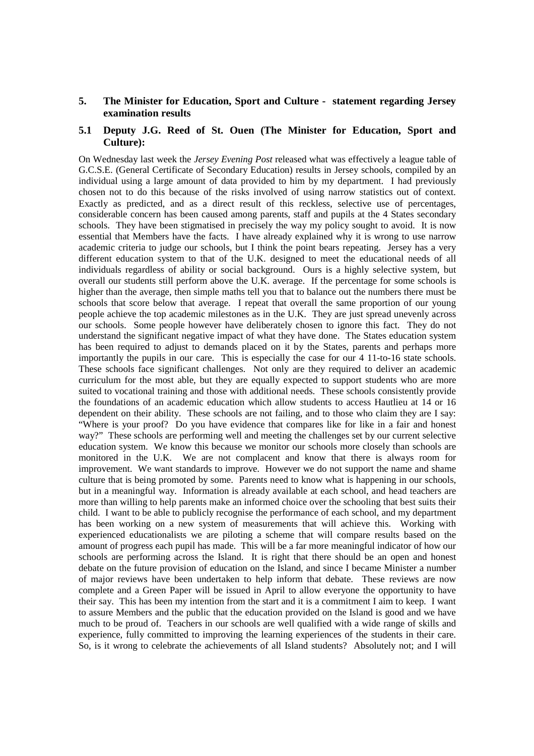## 5. The Minister for Education, Sport and Culture - statement regarding Jersey examination results

### 5.1 Deputy J.G. Reed of St. Ouen (The Minister for Education, Sport and Culture):

On Wednesday last week the *Jersey Evening Post* released what was effectively a league table of G.C.S.E. (General Certificate of Secondary Education) results in Jersey schools, compiled by an individual using a large amount of data provided to him by my department. I had previously chosen not to do this because of the risks involved of using narrow statistics out of context. Exactly as predicted, and as a direct result of this reckless, selective use of percentages, considerable concern has been caused among parents, staff and pupils at the 4 States secondary schools. They have been stigmatised in precisely the way my policy sought to avoid. It is now essential that Members have the facts. I have already explained why it is wrong to use narrow academic criteria to judge our schools, but I think the point bears repeating. Jersey has a very different education system to that of the U.K. designed to meet the educational needs of all individuals regardless of ability or social background. Ours is a highly selective system, but overall our students still perform above the U.K. average. If the percentage for some schools is higher than the average, then simple maths tell you that to balance out the numbers there must be schools that score below that average. I repeat that overall the same proportion of our young people achieve the top academic milestones as in the U.K. They are just spread unevenly across our schools. Some people however have deliberately chosen to ignore this fact. They do not understand the significant negative impact of what they have done. The States education system has been required to adjust to demands placed on it by the States, parents and perhaps more importantly the pupils in our care. This is especially the case for our 4 11-to-16 state schools. These schools face significant challenges. Not only are they required to deliver an academic curriculum for the most able, but they are equally expected to support students who are more suited to vocational training and those with additional needs. These schools consistently provide the foundations of an academic education which allow students to access Hautlieu at 14 or 16 dependent on their ability. These schools are not failing, and to those who claim they are I say: "Where is your proof? Do you have evidence that compares like for like in a fair and honest way?" These schools are performing well and meeting the challenges set by our current selective education system. We know this because we monitor our schools more closely than schools are monitored in the U.K. We are not complacent and know that there is always room for improvement. We want standards to improve. However we do not support the name and shame culture that is being promoted by some. Parents need to know what is happening in our schools, but in a meaningful way. Information is already available at each school, and head teachers are more than willing to help parents make an informed choice over the schooling that best suits their child. I want to be able to publicly recognise the performance of each school, and my department has been working on a new system of measurements that will achieve this. Working with experienced educationalists we are piloting a scheme that will compare results based on the amount of progress each pupil has made. This will be a far more meaningful indicator of how our schools are performing across the Island. It is right that there should be an open and honest debate on the future provision of education on the Island, and since I became Minister a number of major reviews have been undertaken to help inform that debate. These reviews are now complete and a Green Paper will be issued in April to allow everyone the opportunity to have their say. This has been my intention from the start and it is a commitment I aim to keep. I want to assure Members and the public that the education provided on the Island is good and we have much to be proud of. Teachers in our schools are well qualified with a wide range of skills and experience, fully committed to improving the learning experiences of the students in their care. So, is it wrong to celebrate the achievements of all Island students? Absolutely not; and I will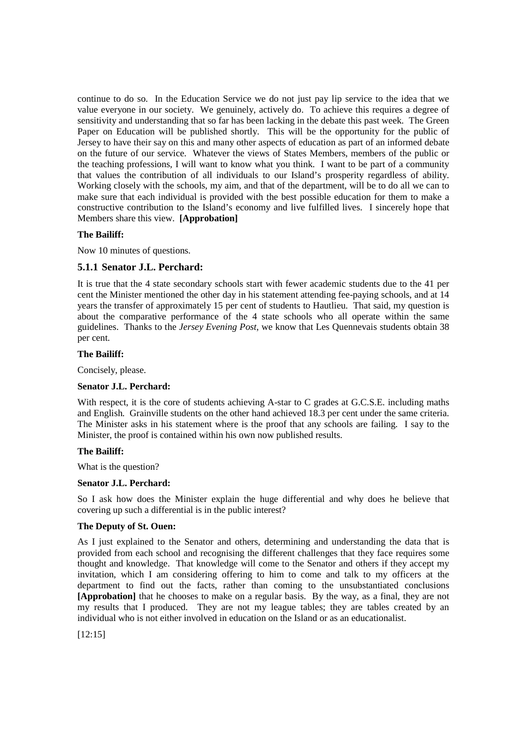continue to do so. In the Education Service we do not just pay lip service to the idea that we value everyone in our society. We genuinely, actively do. To achieve this requires a degree of sensitivity and understanding that so far has been lacking in the debate this past week. The Green Paper on Education will be published shortly. This will be the opportunity for the public of Jersey to have their say on this and many other aspects of education as part of an informed debate on the future of our service. Whatever the views of States Members, members of the public or the teaching professions, I will want to know what you think. I want to be part of a community that values the contribution of all individuals to our Island's prosperity regardless of ability. Working closely with the schools, my aim, and that of the department, will be to do all we can to make sure that each individual is provided with the best possible education for them to make a constructive contribution to the Island's economy and live fulfilled lives. I sincerely hope that Members share this view. **[Approbation]**

**The Bailiff:**

Now 10 minutes of questions.

### 5.1.1 Senator J.L. Perchard:

It is true that the 4 state secondary schools start with fewer academic students due to the 41 per cent the Minister mentioned the other day in his statement attending fee-paying schools, and at 14 years the transfer of approximately 15 per cent of students to Hautlieu. That said, my question is about the comparative performance of the 4 state schools who all operate within the same guidelines. Thanks to the *Jersey Evening Post*, we know that Les Quennevais students obtain 38 per cent.

**The Bailiff:**

Concisely, please.

**Senator J.L. Perchard:**

With respect, it is the core of students achieving A-star to C grades at G.C.S.E. including maths and English. Grainville students on the other hand achieved 18.3 per cent under the same criteria. The Minister asks in his statement where is the proof that any schools are failing. I say to the Minister, the proof is contained within his own now published results.

**The Bailiff:**

What is the question?

**Senator J.L. Perchard:**

So I ask how does the Minister explain the huge differential and why does he believe that covering up such a differential is in the public interest?

**The Deputy of St. Ouen:**

As I just explained to the Senator and others, determining and understanding the data that is provided from each school and recognising the different challenges that they face requires some thought and knowledge. That knowledge will come to the Senator and others if they accept my invitation, which I am considering offering to him to come and talk to my officers at the department to find out the facts, rather than coming to the unsubstantiated conclusions **[Approbation]** that he chooses to make on a regular basis. By the way, as a final, they are not my results that I produced. They are not my league tables; they are tables created by an individual who is not either involved in education on the Island or as an educationalist.

[12:15]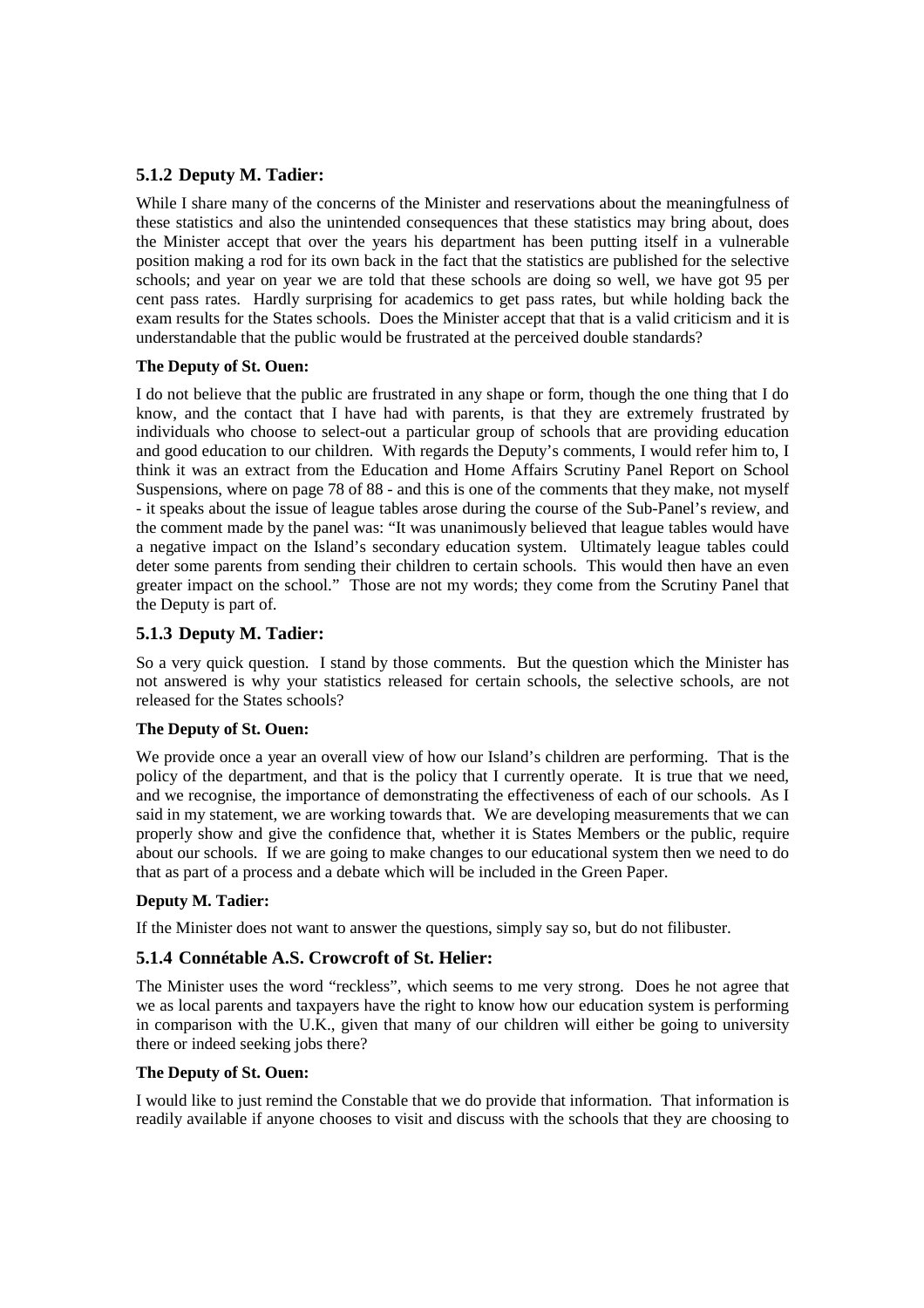### 5.1.2 Deputy M. Tadier:

While I share many of the concerns of the Minister and reservations about the meaningfulness of these statistics and also the unintended consequences that these statistics may bring about, does the Minister accept that over the years his department has been putting itself in a vulnerable position making a rod for its own back in the fact that the statistics are published for the selective schools; and year on year we are told that these schools are doing so well, we have got 95 per cent pass rates. Hardly surprising for academics to get pass rates, but while holding back the exam results for the States schools. Does the Minister accept that that is a valid criticism and it is understandable that the public would be frustrated at the perceived double standards?

**The Deputy of St. Ouen:**

I do not believe that the public are frustrated in any shape or form, though the one thing that I do know, and the contact that I have had with parents, is that they are extremely frustrated by individuals who choose to select-out a particular group of schools that are providing education and good education to our children. With regards the Deputy's comments, I would refer him to, I think it was an extract from the Education and Home Affairs Scrutiny Panel Report on School Suspensions, where on page 78 of 88 - and this is one of the comments that they make, not myself - it speaks about the issue of league tables arose during the course of the Sub-Panel's review, and the comment made by the panel was: "It was unanimously believed that league tables would have a negative impact on the Island's secondary education system. Ultimately league tables could deter some parents from sending their children to certain schools. This would then have an even greater impact on the school." Those are not my words; they come from the Scrutiny Panel that the Deputy is part of.

### 5.1.3 Deputy M. Tadier:

So a very quick question. I stand by those comments. But the question which the Minister has not answered is why your statistics released for certain schools, the selective schools, are not released for the States schools?

**The Deputy of St. Ouen:**

We provide once a year an overall view of how our Island's children are performing. That is the policy of the department, and that is the policy that I currently operate. It is true that we need, and we recognise, the importance of demonstrating the effectiveness of each of our schools. As I said in my statement, we are working towards that. We are developing measurements that we can properly show and give the confidence that, whether it is States Members or the public, require about our schools. If we are going to make changes to our educational system then we need to do that as part of a process and a debate which will be included in the Green Paper.

**Deputy M. Tadier:**

If the Minister does not want to answer the questions, simply say so, but do not filibuster.

### 5.1.4 Connétable A.S. Crowcroft of St. Helier:

The Minister uses the word "reckless", which seems to me very strong. Does he not agree that we as local parents and taxpayers have the right to know how our education system is performing in comparison with the U.K., given that many of our children will either be going to university there or indeed seeking jobs there?

**The Deputy of St. Ouen:**

I would like to just remind the Constable that we do provide that information. That information is readily available if anyone chooses to visit and discuss with the schools that they are choosing to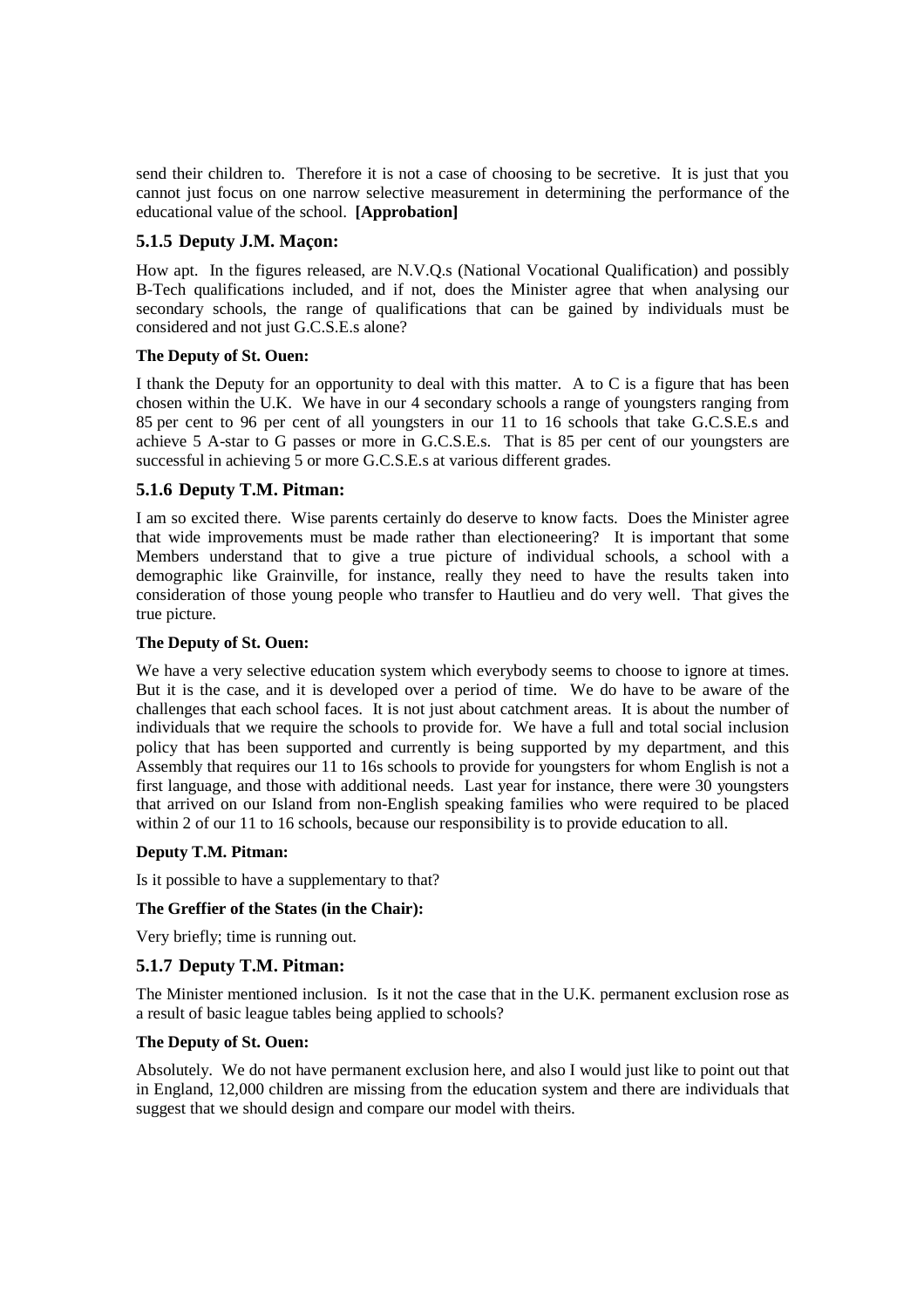send their children to. Therefore it is not a case of choosing to be secretive. It is just that you cannot just focus on one narrow selective measurement in determining the performance of the educational value of the school. **[Approbation]**

### 5.1.5 Deputy J.M. Maçon:

How apt. In the figures released, are N.V.Q.s (National Vocational Qualification) and possibly B-Tech qualifications included, and if not, does the Minister agree that when analysing our secondary schools, the range of qualifications that can be gained by individuals must be considered and not just G.C.S.E.s alone?

**The Deputy of St. Ouen:**

I thank the Deputy for an opportunity to deal with this matter. A to C is a figure that has been chosen within the U.K. We have in our 4 secondary schools a range of youngsters ranging from 85 per cent to 96 per cent of all youngsters in our 11 to 16 schools that take G.C.S.E.s and achieve 5 A-star to G passes or more in G.C.S.E.s. That is 85 per cent of our youngsters are successful in achieving 5 or more G.C.S.E.s at various different grades.

### 5.1.6 Deputy T.M. Pitman:

I am so excited there. Wise parents certainly do deserve to know facts. Does the Minister agree that wide improvements must be made rather than electioneering? It is important that some Members understand that to give a true picture of individual schools, a school with a demographic like Grainville, for instance, really they need to have the results taken into consideration of those young people who transfer to Hautlieu and do very well. That gives the true picture.

**The Deputy of St. Ouen:**

We have a very selective education system which everybody seems to choose to ignore at times. But it is the case, and it is developed over a period of time. We do have to be aware of the challenges that each school faces. It is not just about catchment areas. It is about the number of individuals that we require the schools to provide for. We have a full and total social inclusion policy that has been supported and currently is being supported by my department, and this Assembly that requires our 11 to 16s schools to provide for youngsters for whom English is not a first language, and those with additional needs. Last year for instance, there were 30 youngsters that arrived on our Island from non-English speaking families who were required to be placed within 2 of our 11 to 16 schools, because our responsibility is to provide education to all.

**Deputy T.M. Pitman:**

Is it possible to have a supplementary to that?

**The Greffier of the States (in the Chair):**

Very briefly; time is running out.

### 5.1.7 Deputy T.M. Pitman:

The Minister mentioned inclusion. Is it not the case that in the U.K. permanent exclusion rose as a result of basic league tables being applied to schools?

**The Deputy of St. Ouen:**

Absolutely. We do not have permanent exclusion here, and also I would just like to point out that in England, 12,000 children are missing from the education system and there are individuals that suggest that we should design and compare our model with theirs.